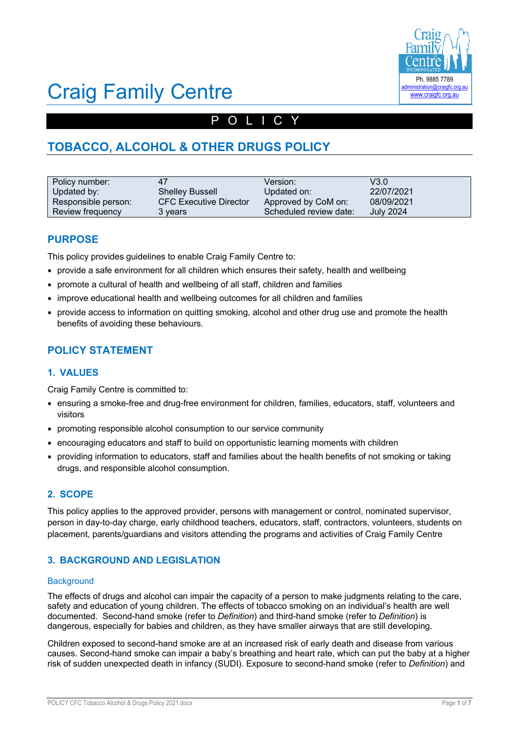# Craig Family Centre

Craig Family Centre INCORPORATED
Ph. 9885 7789
administration@craigfc.org.au
www.craigfc.org.au

P O L I C Y

## TOBACCO, ALCOHOL & OTHER DRUGS POLICY

| Policy number: | 47 | Version: | V3.0 |
|---|---|---|---|
| Updated by: | Shelley Bussell | Updated on: | 22/07/2021 |
| Responsible person: | CFC Executive Director | Approved by CoM on: | 08/09/2021 |
| Review frequency | 3 years | Scheduled review date: | July 2024 |

## PURPOSE

This policy provides guidelines to enable Craig Family Centre to:

- provide a safe environment for all children which ensures their safety, health and wellbeing
- promote a cultural of health and wellbeing of all staff, children and families
- improve educational health and wellbeing outcomes for all children and families
- provide access to information on quitting smoking, alcohol and other drug use and promote the health benefits of avoiding these behaviours.

## POLICY STATEMENT

### 1. VALUES

Craig Family Centre is committed to:

- ensuring a smoke-free and drug-free environment for children, families, educators, staff, volunteers and visitors
- promoting responsible alcohol consumption to our service community
- encouraging educators and staff to build on opportunistic learning moments with children
- providing information to educators, staff and families about the health benefits of not smoking or taking drugs, and responsible alcohol consumption.

### 2. SCOPE

This policy applies to the approved provider, persons with management or control, nominated supervisor, person in day-to-day charge, early childhood teachers, educators, staff, contractors, volunteers, students on placement, parents/guardians and visitors attending the programs and activities of Craig Family Centre

### 3. BACKGROUND AND LEGISLATION

#### Background

The effects of drugs and alcohol can impair the capacity of a person to make judgments relating to the care, safety and education of young children. The effects of tobacco smoking on an individual's health are well documented. Second-hand smoke (refer to *Definition*) and third-hand smoke (refer to *Definition*) is dangerous, especially for babies and children, as they have smaller airways that are still developing.

Children exposed to second-hand smoke are at an increased risk of early death and disease from various causes. Second-hand smoke can impair a baby's breathing and heart rate, which can put the baby at a higher risk of sudden unexpected death in infancy (SUDI). Exposure to second-hand smoke (refer to *Definition*) and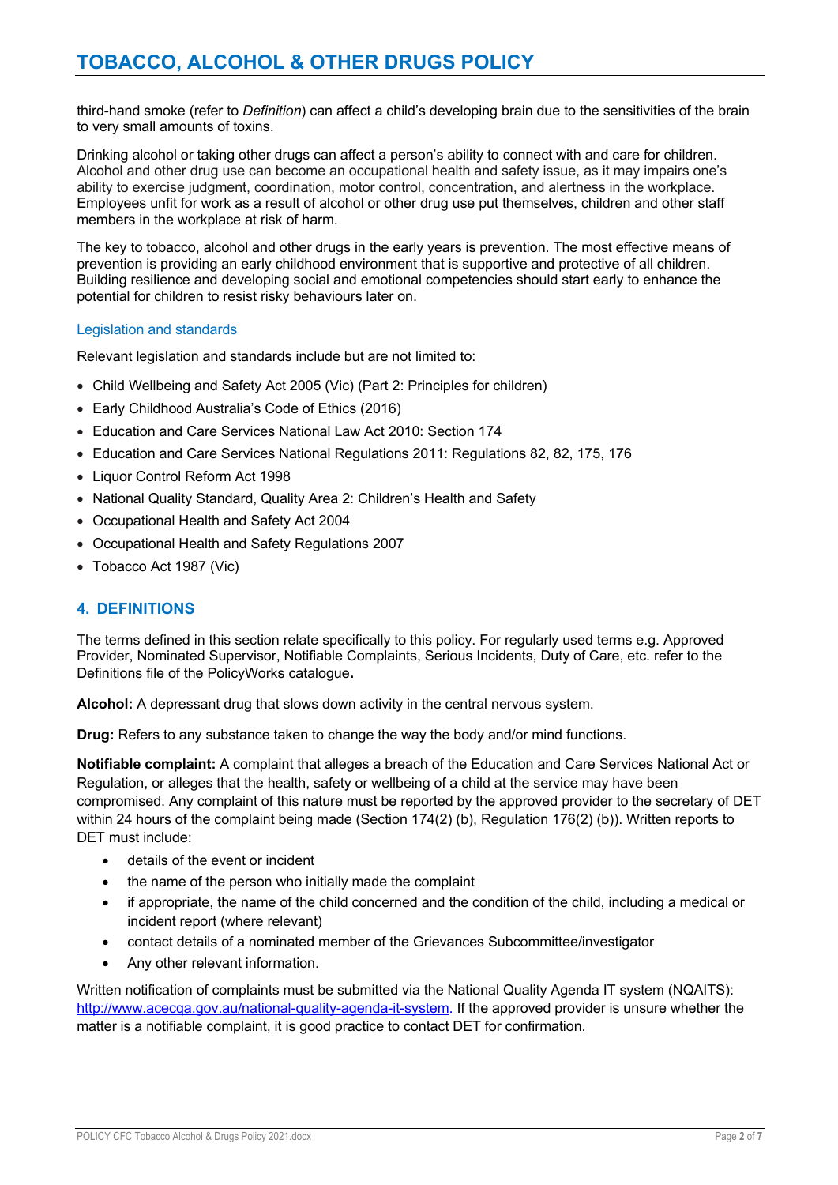third-hand smoke (refer to *Definition*) can affect a child's developing brain due to the sensitivities of the brain to very small amounts of toxins.

Drinking alcohol or taking other drugs can affect a person's ability to connect with and care for children. Alcohol and other drug use can become an occupational health and safety issue, as it may impairs one's ability to exercise judgment, coordination, motor control, concentration, and alertness in the workplace. Employees unfit for work as a result of alcohol or other drug use put themselves, children and other staff members in the workplace at risk of harm.

The key to tobacco, alcohol and other drugs in the early years is prevention. The most effective means of prevention is providing an early childhood environment that is supportive and protective of all children. Building resilience and developing social and emotional competencies should start early to enhance the potential for children to resist risky behaviours later on.

### Legislation and standards

Relevant legislation and standards include but are not limited to:

- Child Wellbeing and Safety Act 2005 (Vic) (Part 2: Principles for children)
- Early Childhood Australia's Code of Ethics (2016)
- Education and Care Services National Law Act 2010: Section 174
- Education and Care Services National Regulations 2011: Regulations 82, 82, 175, 176
- Liquor Control Reform Act 1998
- National Quality Standard, Quality Area 2: Children's Health and Safety
- Occupational Health and Safety Act 2004
- Occupational Health and Safety Regulations 2007
- Tobacco Act 1987 (Vic)

## 4. DEFINITIONS

The terms defined in this section relate specifically to this policy. For regularly used terms e.g. Approved Provider, Nominated Supervisor, Notifiable Complaints, Serious Incidents, Duty of Care, etc. refer to the Definitions file of the PolicyWorks catalogue**.**

**Alcohol:** A depressant drug that slows down activity in the central nervous system.

**Drug:** Refers to any substance taken to change the way the body and/or mind functions.

**Notifiable complaint:** A complaint that alleges a breach of the Education and Care Services National Act or Regulation, or alleges that the health, safety or wellbeing of a child at the service may have been compromised. Any complaint of this nature must be reported by the approved provider to the secretary of DET within 24 hours of the complaint being made (Section 174(2) (b), Regulation 176(2) (b)). Written reports to DET must include:

- details of the event or incident
- the name of the person who initially made the complaint
- if appropriate, the name of the child concerned and the condition of the child, including a medical or incident report (where relevant)
- contact details of a nominated member of the Grievances Subcommittee/investigator
- Any other relevant information.

Written notification of complaints must be submitted via the National Quality Agenda IT system (NQAITS): http://www.acecqa.gov.au/national-quality-agenda-it-system. If the approved provider is unsure whether the matter is a notifiable complaint, it is good practice to contact DET for confirmation.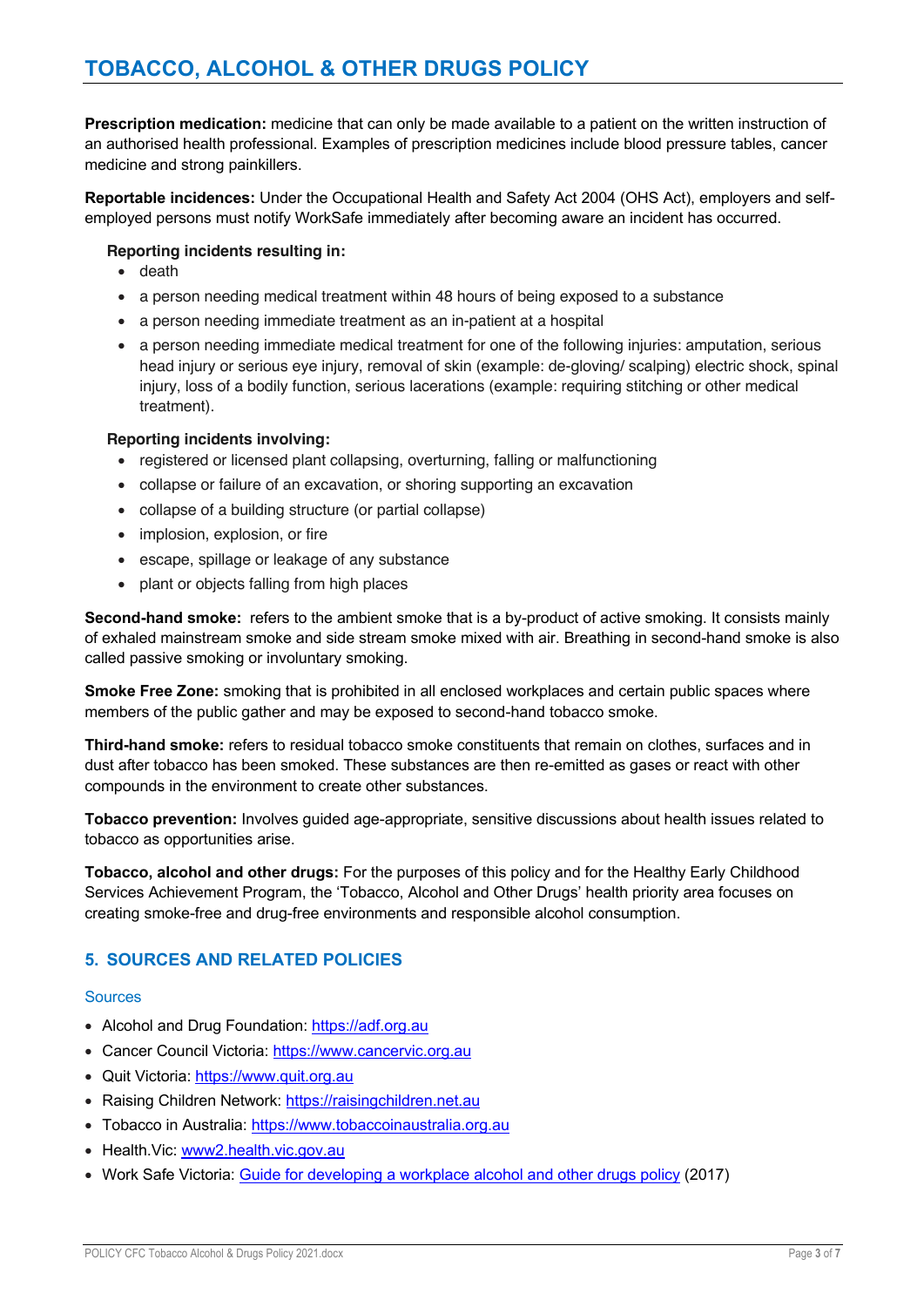**Prescription medication:** medicine that can only be made available to a patient on the written instruction of an authorised health professional. Examples of prescription medicines include blood pressure tables, cancer medicine and strong painkillers.

**Reportable incidences:** Under the Occupational Health and Safety Act 2004 (OHS Act), employers and self-employed persons must notify WorkSafe immediately after becoming aware an incident has occurred.

**Reporting incidents resulting in:**

- death
- a person needing medical treatment within 48 hours of being exposed to a substance
- a person needing immediate treatment as an in-patient at a hospital
- a person needing immediate medical treatment for one of the following injuries: amputation, serious head injury or serious eye injury, removal of skin (example: de-gloving/ scalping) electric shock, spinal injury, loss of a bodily function, serious lacerations (example: requiring stitching or other medical treatment).

**Reporting incidents involving:**

- registered or licensed plant collapsing, overturning, falling or malfunctioning
- collapse or failure of an excavation, or shoring supporting an excavation
- collapse of a building structure (or partial collapse)
- implosion, explosion, or fire
- escape, spillage or leakage of any substance
- plant or objects falling from high places

**Second-hand smoke:** refers to the ambient smoke that is a by-product of active smoking. It consists mainly of exhaled mainstream smoke and side stream smoke mixed with air. Breathing in second-hand smoke is also called passive smoking or involuntary smoking.

**Smoke Free Zone:** smoking that is prohibited in all enclosed workplaces and certain public spaces where members of the public gather and may be exposed to second-hand tobacco smoke.

**Third-hand smoke:** refers to residual tobacco smoke constituents that remain on clothes, surfaces and in dust after tobacco has been smoked. These substances are then re-emitted as gases or react with other compounds in the environment to create other substances.

**Tobacco prevention:** Involves guided age-appropriate, sensitive discussions about health issues related to tobacco as opportunities arise.

**Tobacco, alcohol and other drugs:** For the purposes of this policy and for the Healthy Early Childhood Services Achievement Program, the 'Tobacco, Alcohol and Other Drugs' health priority area focuses on creating smoke-free and drug-free environments and responsible alcohol consumption.

## 5. SOURCES AND RELATED POLICIES

### Sources

- Alcohol and Drug Foundation: https://adf.org.au
- Cancer Council Victoria: https://www.cancervic.org.au
- Quit Victoria: https://www.quit.org.au
- Raising Children Network: https://raisingchildren.net.au
- Tobacco in Australia: https://www.tobaccoinaustralia.org.au
- Health.Vic: www2.health.vic.gov.au
- Work Safe Victoria: Guide for developing a workplace alcohol and other drugs policy (2017)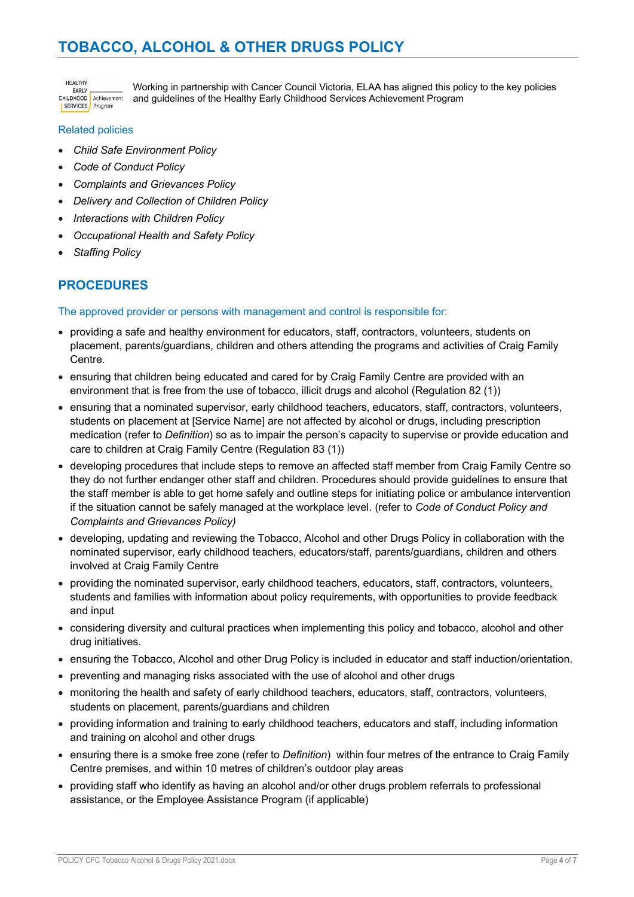Working in partnership with Cancer Council Victoria, ELAA has aligned this policy to the key policies and guidelines of the Healthy Early Childhood Services Achievement Program

### Related policies

- *Child Safe Environment Policy*
- *Code of Conduct Policy*
- *Complaints and Grievances Policy*
- *Delivery and Collection of Children Policy*
- *Interactions with Children Policy*
- *Occupational Health and Safety Policy*
- *Staffing Policy*

## PROCEDURES

### The approved provider or persons with management and control is responsible for:

- providing a safe and healthy environment for educators, staff, contractors, volunteers, students on placement, parents/guardians, children and others attending the programs and activities of Craig Family Centre.
- ensuring that children being educated and cared for by Craig Family Centre are provided with an environment that is free from the use of tobacco, illicit drugs and alcohol (Regulation 82 (1))
- ensuring that a nominated supervisor, early childhood teachers, educators, staff, contractors, volunteers, students on placement at [Service Name] are not affected by alcohol or drugs, including prescription medication (refer to *Definition*) so as to impair the person's capacity to supervise or provide education and care to children at Craig Family Centre (Regulation 83 (1))
- developing procedures that include steps to remove an affected staff member from Craig Family Centre so they do not further endanger other staff and children. Procedures should provide guidelines to ensure that the staff member is able to get home safely and outline steps for initiating police or ambulance intervention if the situation cannot be safely managed at the workplace level. (refer to *Code of Conduct Policy and Complaints and Grievances Policy)*
- developing, updating and reviewing the Tobacco, Alcohol and other Drugs Policy in collaboration with the nominated supervisor, early childhood teachers, educators/staff, parents/guardians, children and others involved at Craig Family Centre
- providing the nominated supervisor, early childhood teachers, educators, staff, contractors, volunteers, students and families with information about policy requirements, with opportunities to provide feedback and input
- considering diversity and cultural practices when implementing this policy and tobacco, alcohol and other drug initiatives.
- ensuring the Tobacco, Alcohol and other Drug Policy is included in educator and staff induction/orientation.
- preventing and managing risks associated with the use of alcohol and other drugs
- monitoring the health and safety of early childhood teachers, educators, staff, contractors, volunteers, students on placement, parents/guardians and children
- providing information and training to early childhood teachers, educators and staff, including information and training on alcohol and other drugs
- ensuring there is a smoke free zone (refer to *Definition*) within four metres of the entrance to Craig Family Centre premises, and within 10 metres of children's outdoor play areas
- providing staff who identify as having an alcohol and/or other drugs problem referrals to professional assistance, or the Employee Assistance Program (if applicable)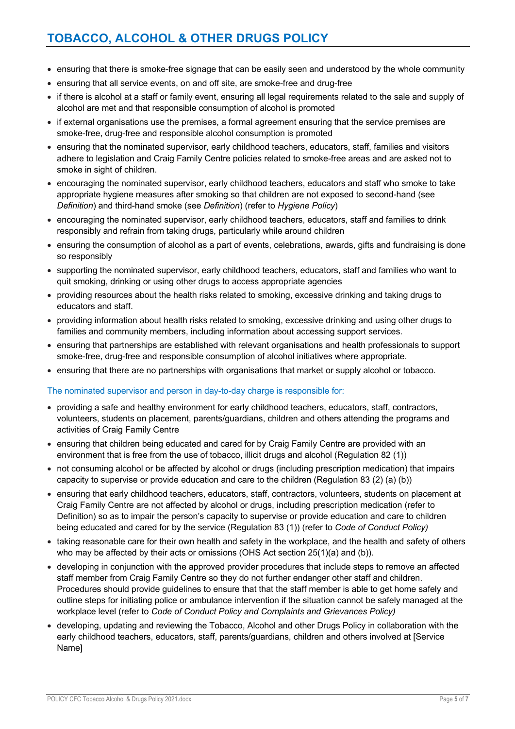- ensuring that there is smoke-free signage that can be easily seen and understood by the whole community
- ensuring that all service events, on and off site, are smoke-free and drug-free
- if there is alcohol at a staff or family event, ensuring all legal requirements related to the sale and supply of alcohol are met and that responsible consumption of alcohol is promoted
- if external organisations use the premises, a formal agreement ensuring that the service premises are smoke-free, drug-free and responsible alcohol consumption is promoted
- ensuring that the nominated supervisor, early childhood teachers, educators, staff, families and visitors adhere to legislation and Craig Family Centre policies related to smoke-free areas and are asked not to smoke in sight of children.
- encouraging the nominated supervisor, early childhood teachers, educators and staff who smoke to take appropriate hygiene measures after smoking so that children are not exposed to second-hand (see *Definition*) and third-hand smoke (see *Definition*) (refer to *Hygiene Policy*)
- encouraging the nominated supervisor, early childhood teachers, educators, staff and families to drink responsibly and refrain from taking drugs, particularly while around children
- ensuring the consumption of alcohol as a part of events, celebrations, awards, gifts and fundraising is done so responsibly
- supporting the nominated supervisor, early childhood teachers, educators, staff and families who want to quit smoking, drinking or using other drugs to access appropriate agencies
- providing resources about the health risks related to smoking, excessive drinking and taking drugs to educators and staff.
- providing information about health risks related to smoking, excessive drinking and using other drugs to families and community members, including information about accessing support services.
- ensuring that partnerships are established with relevant organisations and health professionals to support smoke-free, drug-free and responsible consumption of alcohol initiatives where appropriate.
- ensuring that there are no partnerships with organisations that market or supply alcohol or tobacco.

The nominated supervisor and person in day-to-day charge is responsible for:

- providing a safe and healthy environment for early childhood teachers, educators, staff, contractors, volunteers, students on placement, parents/guardians, children and others attending the programs and activities of Craig Family Centre
- ensuring that children being educated and cared for by Craig Family Centre are provided with an environment that is free from the use of tobacco, illicit drugs and alcohol (Regulation 82 (1))
- not consuming alcohol or be affected by alcohol or drugs (including prescription medication) that impairs capacity to supervise or provide education and care to the children (Regulation 83 (2) (a) (b))
- ensuring that early childhood teachers, educators, staff, contractors, volunteers, students on placement at Craig Family Centre are not affected by alcohol or drugs, including prescription medication (refer to Definition) so as to impair the person's capacity to supervise or provide education and care to children being educated and cared for by the service (Regulation 83 (1)) (refer to *Code of Conduct Policy)*
- taking reasonable care for their own health and safety in the workplace, and the health and safety of others who may be affected by their acts or omissions (OHS Act section 25(1)(a) and (b)).
- developing in conjunction with the approved provider procedures that include steps to remove an affected staff member from Craig Family Centre so they do not further endanger other staff and children. Procedures should provide guidelines to ensure that that the staff member is able to get home safely and outline steps for initiating police or ambulance intervention if the situation cannot be safely managed at the workplace level (refer to *Code of Conduct Policy and Complaints and Grievances Policy)*
- developing, updating and reviewing the Tobacco, Alcohol and other Drugs Policy in collaboration with the early childhood teachers, educators, staff, parents/guardians, children and others involved at [Service Name]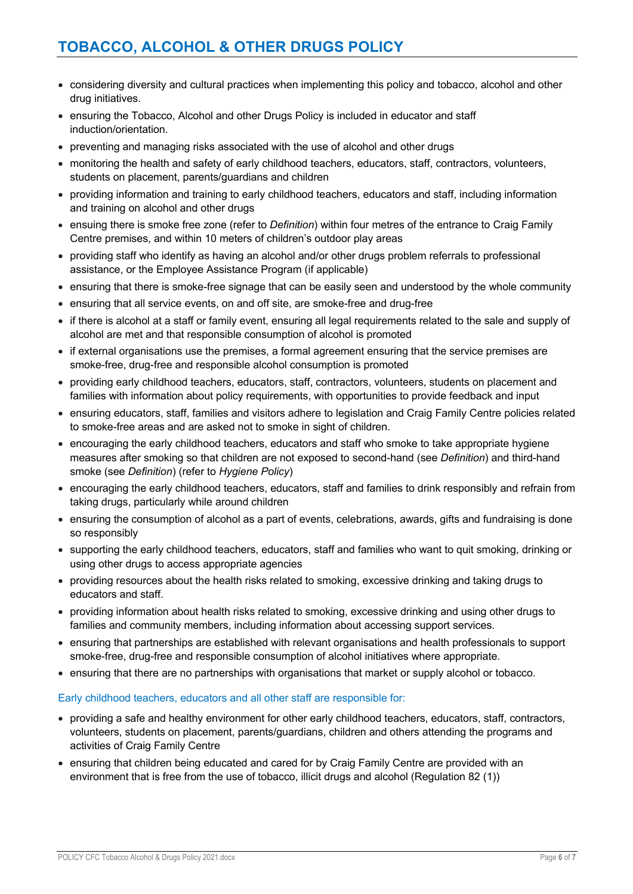- considering diversity and cultural practices when implementing this policy and tobacco, alcohol and other drug initiatives.
- ensuring the Tobacco, Alcohol and other Drugs Policy is included in educator and staff induction/orientation.
- preventing and managing risks associated with the use of alcohol and other drugs
- monitoring the health and safety of early childhood teachers, educators, staff, contractors, volunteers, students on placement, parents/guardians and children
- providing information and training to early childhood teachers, educators and staff, including information and training on alcohol and other drugs
- ensuing there is smoke free zone (refer to *Definition*) within four metres of the entrance to Craig Family Centre premises, and within 10 meters of children's outdoor play areas
- providing staff who identify as having an alcohol and/or other drugs problem referrals to professional assistance, or the Employee Assistance Program (if applicable)
- ensuring that there is smoke-free signage that can be easily seen and understood by the whole community
- ensuring that all service events, on and off site, are smoke-free and drug-free
- if there is alcohol at a staff or family event, ensuring all legal requirements related to the sale and supply of alcohol are met and that responsible consumption of alcohol is promoted
- if external organisations use the premises, a formal agreement ensuring that the service premises are smoke-free, drug-free and responsible alcohol consumption is promoted
- providing early childhood teachers, educators, staff, contractors, volunteers, students on placement and families with information about policy requirements, with opportunities to provide feedback and input
- ensuring educators, staff, families and visitors adhere to legislation and Craig Family Centre policies related to smoke-free areas and are asked not to smoke in sight of children.
- encouraging the early childhood teachers, educators and staff who smoke to take appropriate hygiene measures after smoking so that children are not exposed to second-hand (see *Definition*) and third-hand smoke (see *Definition*) (refer to *Hygiene Policy*)
- encouraging the early childhood teachers, educators, staff and families to drink responsibly and refrain from taking drugs, particularly while around children
- ensuring the consumption of alcohol as a part of events, celebrations, awards, gifts and fundraising is done so responsibly
- supporting the early childhood teachers, educators, staff and families who want to quit smoking, drinking or using other drugs to access appropriate agencies
- providing resources about the health risks related to smoking, excessive drinking and taking drugs to educators and staff.
- providing information about health risks related to smoking, excessive drinking and using other drugs to families and community members, including information about accessing support services.
- ensuring that partnerships are established with relevant organisations and health professionals to support smoke-free, drug-free and responsible consumption of alcohol initiatives where appropriate.
- ensuring that there are no partnerships with organisations that market or supply alcohol or tobacco.

### Early childhood teachers, educators and all other staff are responsible for:

- providing a safe and healthy environment for other early childhood teachers, educators, staff, contractors, volunteers, students on placement, parents/guardians, children and others attending the programs and activities of Craig Family Centre
- ensuring that children being educated and cared for by Craig Family Centre are provided with an environment that is free from the use of tobacco, illicit drugs and alcohol (Regulation 82 (1))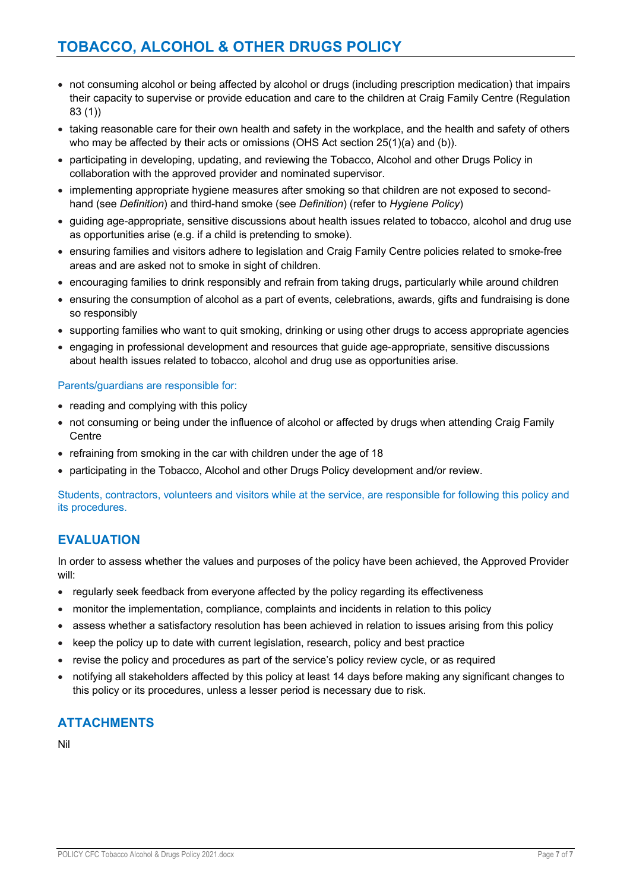- not consuming alcohol or being affected by alcohol or drugs (including prescription medication) that impairs their capacity to supervise or provide education and care to the children at Craig Family Centre (Regulation 83 (1))
- taking reasonable care for their own health and safety in the workplace, and the health and safety of others who may be affected by their acts or omissions (OHS Act section 25(1)(a) and (b)).
- participating in developing, updating, and reviewing the Tobacco, Alcohol and other Drugs Policy in collaboration with the approved provider and nominated supervisor.
- implementing appropriate hygiene measures after smoking so that children are not exposed to second-hand (see *Definition*) and third-hand smoke (see *Definition*) (refer to *Hygiene Policy*)
- guiding age-appropriate, sensitive discussions about health issues related to tobacco, alcohol and drug use as opportunities arise (e.g. if a child is pretending to smoke).
- ensuring families and visitors adhere to legislation and Craig Family Centre policies related to smoke-free areas and are asked not to smoke in sight of children.
- encouraging families to drink responsibly and refrain from taking drugs, particularly while around children
- ensuring the consumption of alcohol as a part of events, celebrations, awards, gifts and fundraising is done so responsibly
- supporting families who want to quit smoking, drinking or using other drugs to access appropriate agencies
- engaging in professional development and resources that guide age-appropriate, sensitive discussions about health issues related to tobacco, alcohol and drug use as opportunities arise.

Parents/guardians are responsible for:

- reading and complying with this policy
- not consuming or being under the influence of alcohol or affected by drugs when attending Craig Family Centre
- refraining from smoking in the car with children under the age of 18
- participating in the Tobacco, Alcohol and other Drugs Policy development and/or review.

Students, contractors, volunteers and visitors while at the service, are responsible for following this policy and its procedures.

## EVALUATION

In order to assess whether the values and purposes of the policy have been achieved, the Approved Provider will:

- regularly seek feedback from everyone affected by the policy regarding its effectiveness
- monitor the implementation, compliance, complaints and incidents in relation to this policy
- assess whether a satisfactory resolution has been achieved in relation to issues arising from this policy
- keep the policy up to date with current legislation, research, policy and best practice
- revise the policy and procedures as part of the service's policy review cycle, or as required
- notifying all stakeholders affected by this policy at least 14 days before making any significant changes to this policy or its procedures, unless a lesser period is necessary due to risk.

## ATTACHMENTS

Nil